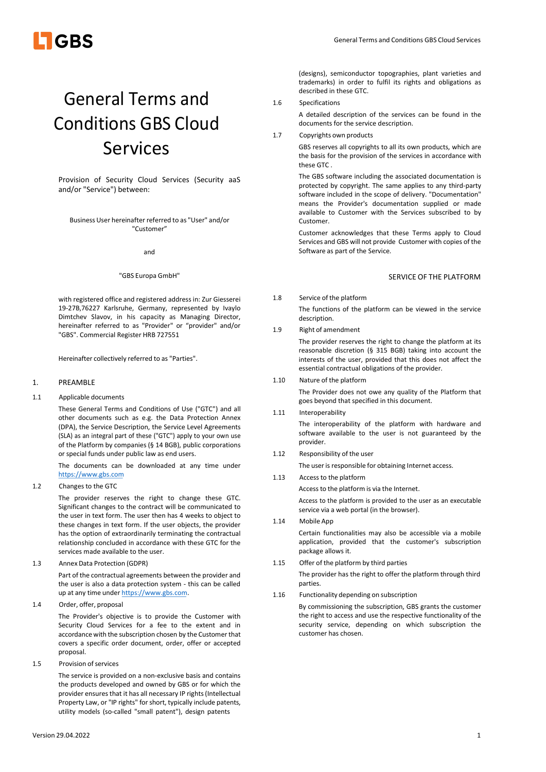# General Terms and Conditions GBS Cloud Services

Provision of Security Cloud Services (Security aaS and/or "Service") between:

Business User hereinafter referred to as "User" and/or "Customer"

and

"GBS Europa GmbH"

with registered office and registered address in: Zur Giesserei 19-27B,76227 Karlsruhe, Germany, represented by Ivaylo Dimtchev Slavov, in his capacity as Managing Director, hereinafter referred to as "Provider" or "provider" and/or "GBS". Commercial Register HRB 727551

Hereinafter collectively referred to as "Parties".

## 1. PREAMBLE

1.1 Applicable documents

These General Terms and Conditions of Use ("GTC") and all other documents such as e.g. the Data Protection Annex (DPA), the Service Description, the Service Level Agreements (SLA) as an integral part of these ("GTC") apply to your own use of the Platform by companies (§ 14 BGB), public corporations or special funds under public law as end users.

The documents can be downloaded at any time under https://www.gbs.com

1.2 Changes to the GTC

The provider reserves the right to change these GTC. Significant changes to the contract will be communicated to the user in text form. The user then has 4 weeks to object to these changes in text form. If the user objects, the provider has the option of extraordinarily terminating the contractual relationship concluded in accordance with these GTC for the services made available to the user.

1.3 Annex Data Protection (GDPR)

Part of the contractual agreements between the provider and the user is also a data protection system - this can be called up at any time under https://www.gbs.com.

1.4 Order, offer, proposal

The Provider's objective is to provide the Customer with Security Cloud Services for a fee to the extent and in accordance with the subscription chosen by the Customer that covers a specific order document, order, offer or accepted proposal.

1.5 Provision of services

The service is provided on a non-exclusive basis and contains the products developed and owned by GBS or for which the provider ensures that it has all necessary IP rights (Intellectual Property Law, or "IP rights" for short, typically include patents, utility models (so-called "small patent"), design patents (designs), semiconductor topographies, plant varieties and trademarks) in order to fulfil its rights and obligations as described in these GTC.

1.6 Specifications

A detailed description of the services can be found in the documents for the service description.

1.7 Copyrights own products

GBS reserves all copyrights to all its own products, which are the basis for the provision of the services in accordance with these GTC .

The GBS software including the associated documentation is protected by copyright. The same applies to any third-party software included in the scope of delivery. "Documentation" means the Provider's documentation supplied or made available to Customer with the Services subscribed to by Customer.

Customer acknowledges that these Terms apply to Cloud Services and GBS will not provide Customer with copies of the Software as part of the Service.

## SERVICE OF THE PLATFORM

1.8 Service of the platform

The functions of the platform can be viewed in the service description.

1.9 Right of amendment

The provider reserves the right to change the platform at its reasonable discretion (§ 315 BGB) taking into account the interests of the user, provided that this does not affect the essential contractual obligations of the provider.

1.10 Nature of the platform

The Provider does not owe any quality of the Platform that goes beyond that specified in this document.

1.11 Interoperability

The interoperability of the platform with hardware and software available to the user is not guaranteed by the provider.

1.12 Responsibility of the user

The user is responsible for obtaining Internet access.

1.13 Access to the platform

Access to the platform is via the Internet.

Access to the platform is provided to the user as an executable service via a web portal (in the browser).

1.14 Mobile App

Certain functionalities may also be accessible via a mobile application, provided that the customer's subscription package allows it.

1.15 Offer of the platform by third parties

The provider has the right to offer the platform through third parties.

1.16 Functionality depending on subscription

By commissioning the subscription, GBS grants the customer the right to access and use the respective functionality of the security service, depending on which subscription the customer has chosen.

Version 29.04.2022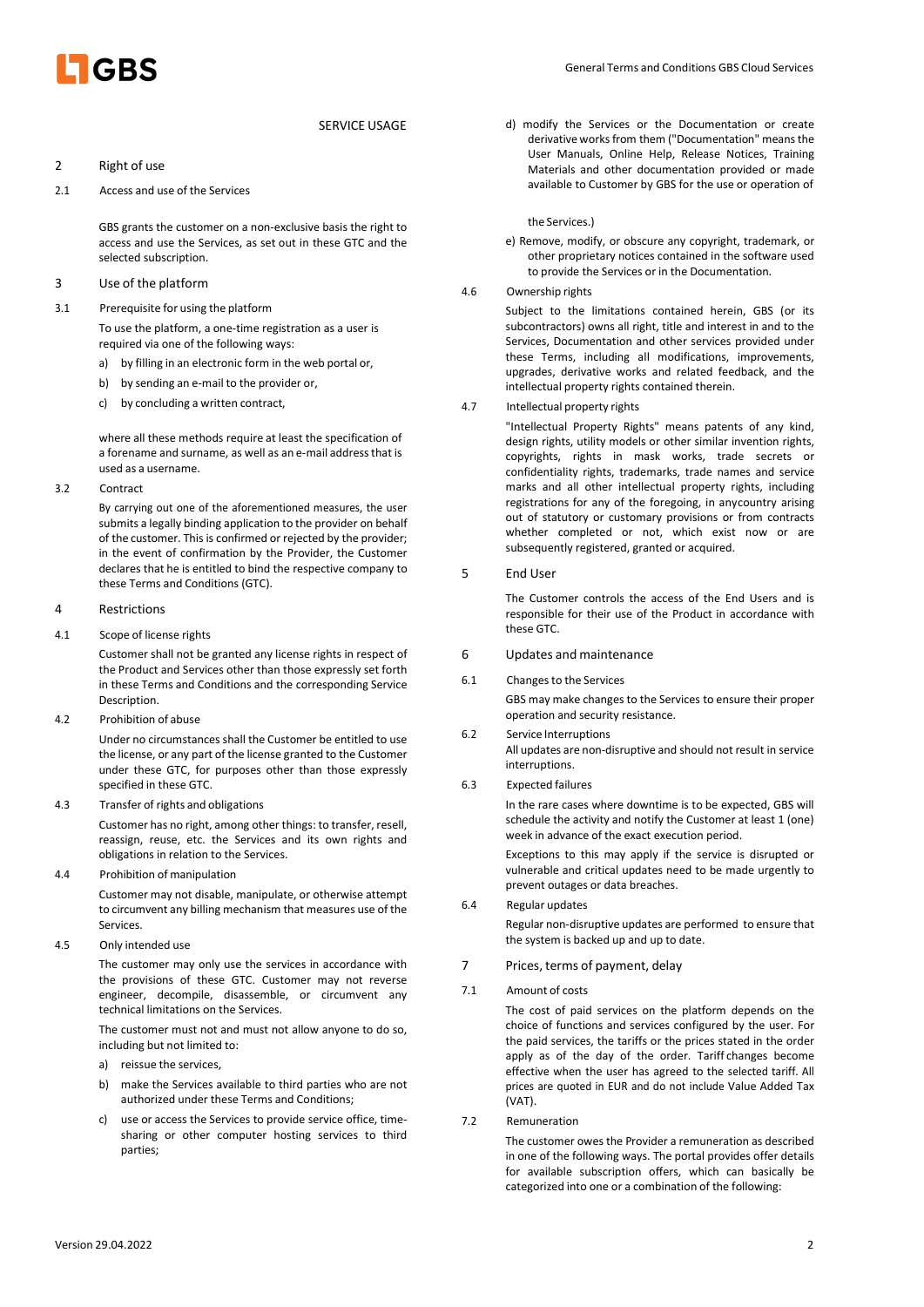SERVICE USAGE

## 2 Right of use

### 2.1 Access and use of the Services

GBS grants the customer on a non-exclusive basis the right to access and use the Services, as set out in these GTC and the selected subscription.

## 3 Use of the platform

### 3.1 Prerequisite for using the platform

To use the platform, a one-time registration as a user is required via one of the following ways:

a) by filling in an electronic form in the web portal or,

b) by sending an e-mail to the provider or,

c) by concluding a written contract,

where all these methods require at least the specification of a forename and surname, as well as an e-mail address that is used as a username.

### 3.2 Contract

By carrying out one of the aforementioned measures, the user submits a legally binding application to the provider on behalf of the customer. This is confirmed or rejected by the provider; in the event of confirmation by the Provider, the Customer declares that he is entitled to bind the respective company to these Terms and Conditions (GTC).

## 4 Restrictions

### 4.1 Scope of license rights

Customer shall not be granted any license rights in respect of the Product and Services other than those expressly set forth in these Terms and Conditions and the corresponding Service Description.

### 4.2 Prohibition of abuse

Under no circumstances shall the Customer be entitled to use the license, or any part of the license granted to the Customer under these GTC, for purposes other than those expressly specified in these GTC.

### 4.3 Transfer of rights and obligations

Customer has no right, among other things: to transfer, resell, reassign, reuse, etc. the Services and its own rights and obligations in relation to the Services.

### 4.4 Prohibition of manipulation

Customer may not disable, manipulate, or otherwise attempt to circumvent any billing mechanism that measures use of the Services.

### 4.5 Only intended use

The customer may only use the services in accordance with the provisions of these GTC. Customer may not reverse engineer, decompile, disassemble, or circumvent any technical limitations on the Services.

The customer must not and must not allow anyone to do so, including but not limited to:

a) reissue the services,

b) make the Services available to third parties who are not authorized under these Terms and Conditions;

c) use or access the Services to provide service office, time-sharing or other computer hosting services to third parties;

d) modify the Services or the Documentation or create derivative works from them ("Documentation" means the User Manuals, Online Help, Release Notices, Training Materials and other documentation provided or made available to Customer by GBS for the use or operation of the Services.)

e) Remove, modify, or obscure any copyright, trademark, or other proprietary notices contained in the software used to provide the Services or in the Documentation.

### 4.6 Ownership rights

Subject to the limitations contained herein, GBS (or its subcontractors) owns all right, title and interest in and to the Services, Documentation and other services provided under these Terms, including all modifications, improvements, upgrades, derivative works and related feedback, and the intellectual property rights contained therein.

### 4.7 Intellectual property rights

"Intellectual Property Rights" means patents of any kind, design rights, utility models or other similar invention rights, copyrights, rights in mask works, trade secrets or confidentiality rights, trademarks, trade names and service marks and all other intellectual property rights, including registrations for any of the foregoing, in anycountry arising out of statutory or customary provisions or from contracts whether completed or not, which exist now or are subsequently registered, granted or acquired.

## 5 End User

The Customer controls the access of the End Users and is responsible for their use of the Product in accordance with these GTC.

## 6 Updates and maintenance

### 6.1 Changes to the Services

GBS may make changes to the Services to ensure their proper operation and security resistance.

### 6.2 Service Interruptions

All updates are non-disruptive and should not result in service interruptions.

### 6.3 Expected failures

In the rare cases where downtime is to be expected, GBS will schedule the activity and notify the Customer at least 1 (one) week in advance of the exact execution period.

Exceptions to this may apply if the service is disrupted or vulnerable and critical updates need to be made urgently to prevent outages or data breaches.

### 6.4 Regular updates

Regular non-disruptive updates are performed to ensure that the system is backed up and up to date.

## 7 Prices, terms of payment, delay

### 7.1 Amount of costs

The cost of paid services on the platform depends on the choice of functions and services configured by the user. For the paid services, the tariffs or the prices stated in the order apply as of the day of the order. Tariff changes become effective when the user has agreed to the selected tariff. All prices are quoted in EUR and do not include Value Added Tax (VAT).

### 7.2 Remuneration

The customer owes the Provider a remuneration as described in one of the following ways. The portal provides offer details for available subscription offers, which can basically be categorized into one or a combination of the following: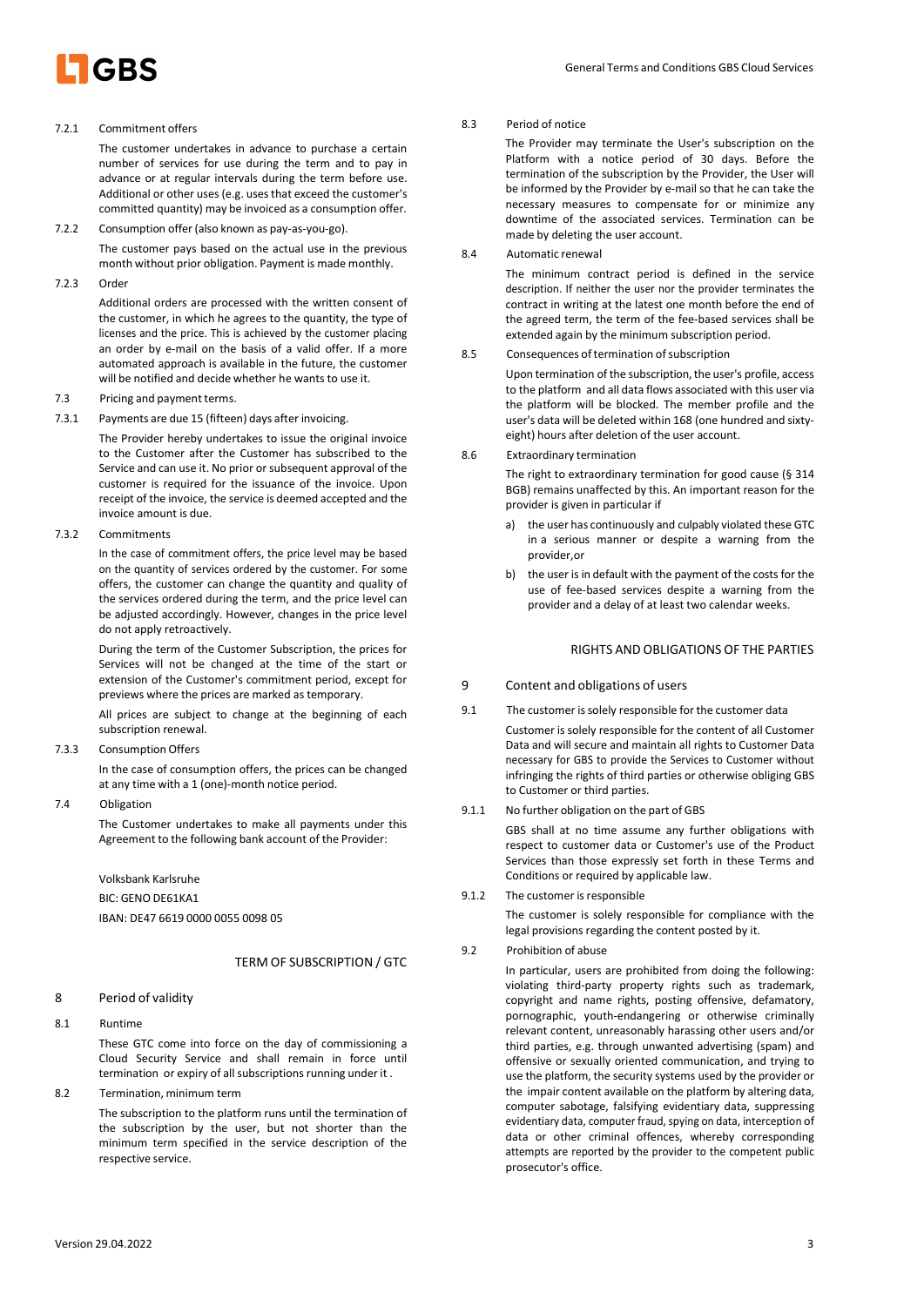#### 7.2.1 Commitment offers

The customer undertakes in advance to purchase a certain number of services for use during the term and to pay in advance or at regular intervals during the term before use. Additional or other uses (e.g. uses that exceed the customer's committed quantity) may be invoiced as a consumption offer.

#### 7.2.2 Consumption offer (also known as pay-as-you-go).

The customer pays based on the actual use in the previous month without prior obligation. Payment is made monthly.

#### 7.2.3 Order

Additional orders are processed with the written consent of the customer, in which he agrees to the quantity, the type of licenses and the price. This is achieved by the customer placing an order by e-mail on the basis of a valid offer. If a more automated approach is available in the future, the customer will be notified and decide whether he wants to use it.

### 7.3 Pricing and payment terms.

#### 7.3.1 Payments are due 15 (fifteen) days after invoicing.

The Provider hereby undertakes to issue the original invoice to the Customer after the Customer has subscribed to the Service and can use it. No prior or subsequent approval of the customer is required for the issuance of the invoice. Upon receipt of the invoice, the service is deemed accepted and the invoice amount is due.

#### 7.3.2 Commitments

In the case of commitment offers, the price level may be based on the quantity of services ordered by the customer. For some offers, the customer can change the quantity and quality of the services ordered during the term, and the price level can be adjusted accordingly. However, changes in the price level do not apply retroactively.

During the term of the Customer Subscription, the prices for Services will not be changed at the time of the start or extension of the Customer's commitment period, except for previews where the prices are marked as temporary.

All prices are subject to change at the beginning of each subscription renewal.

#### 7.3.3 Consumption Offers

In the case of consumption offers, the prices can be changed at any time with a 1 (one)-month notice period.

### 7.4 Obligation

The Customer undertakes to make all payments under this Agreement to the following bank account of the Provider:

Volksbank Karlsruhe
BIC: GENO DE61KA1
IBAN: DE47 6619 0000 0055 0098 05

# TERM OF SUBSCRIPTION / GTC

## 8 Period of validity

### 8.1 Runtime

These GTC come into force on the day of commissioning a Cloud Security Service and shall remain in force until termination or expiry of all subscriptions running under it .

### 8.2 Termination, minimum term

The subscription to the platform runs until the termination of the subscription by the user, but not shorter than the minimum term specified in the service description of the respective service.

### 8.3 Period of notice

The Provider may terminate the User's subscription on the Platform with a notice period of 30 days. Before the termination of the subscription by the Provider, the User will be informed by the Provider by e-mail so that he can take the necessary measures to compensate for or minimize any downtime of the associated services. Termination can be made by deleting the user account.

### 8.4 Automatic renewal

The minimum contract period is defined in the service description. If neither the user nor the provider terminates the contract in writing at the latest one month before the end of the agreed term, the term of the fee-based services shall be extended again by the minimum subscription period.

### 8.5 Consequences of termination of subscription

Upon termination of the subscription, the user's profile, access to the platform and all data flows associated with this user via the platform will be blocked. The member profile and the user's data will be deleted within 168 (one hundred and sixty-eight) hours after deletion of the user account.

### 8.6 Extraordinary termination

The right to extraordinary termination for good cause (§ 314 BGB) remains unaffected by this. An important reason for the provider is given in particular if

a) the user has continuously and culpably violated these GTC in a serious manner or despite a warning from the provider,or

b) the user is in default with the payment of the costs for the use of fee-based services despite a warning from the provider and a delay of at least two calendar weeks.

# RIGHTS AND OBLIGATIONS OF THE PARTIES

## 9 Content and obligations of users

### 9.1 The customer is solely responsible for the customer data

Customer is solely responsible for the content of all Customer Data and will secure and maintain all rights to Customer Data necessary for GBS to provide the Services to Customer without infringing the rights of third parties or otherwise obliging GBS to Customer or third parties.

#### 9.1.1 No further obligation on the part of GBS

GBS shall at no time assume any further obligations with respect to customer data or Customer's use of the Product Services than those expressly set forth in these Terms and Conditions or required by applicable law.

#### 9.1.2 The customer is responsible

The customer is solely responsible for compliance with the legal provisions regarding the content posted by it.

### 9.2 Prohibition of abuse

In particular, users are prohibited from doing the following: violating third-party property rights such as trademark, copyright and name rights, posting offensive, defamatory, pornographic, youth-endangering or otherwise criminally relevant content, unreasonably harassing other users and/or third parties, e.g. through unwanted advertising (spam) and offensive or sexually oriented communication, and trying to use the platform, the security systems used by the provider or the impair content available on the platform by altering data, computer sabotage, falsifying evidentiary data, suppressing evidentiary data, computer fraud, spying on data, interception of data or other criminal offences, whereby corresponding attempts are reported by the provider to the competent public prosecutor's office.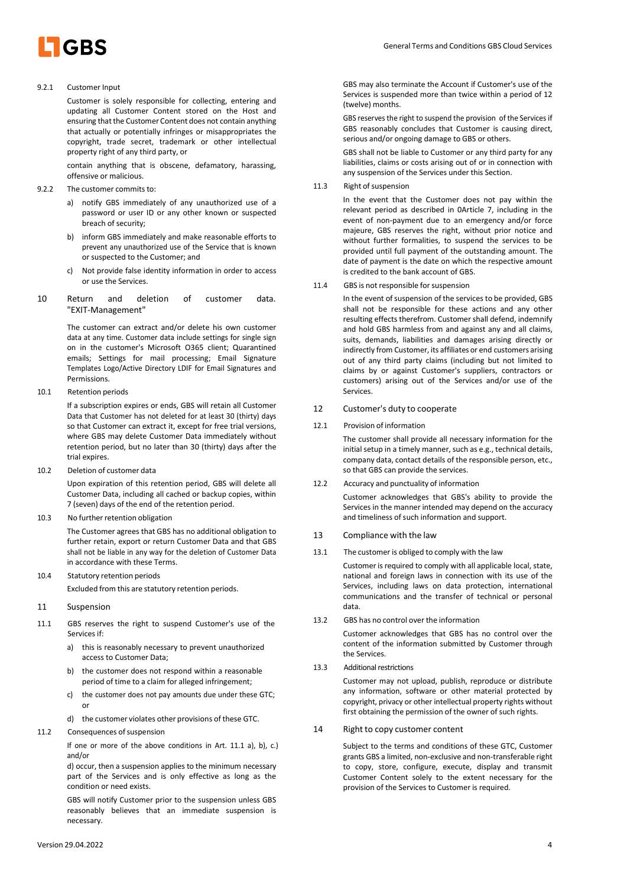9.2.1 Customer Input

Customer is solely responsible for collecting, entering and updating all Customer Content stored on the Host and ensuring that the Customer Content does not contain anything that actually or potentially infringes or misappropriates the copyright, trade secret, trademark or other intellectual property right of any third party, or

contain anything that is obscene, defamatory, harassing, offensive or malicious.

9.2.2 The customer commits to:

a) notify GBS immediately of any unauthorized use of a password or user ID or any other known or suspected breach of security;

b) inform GBS immediately and make reasonable efforts to prevent any unauthorized use of the Service that is known or suspected to the Customer; and

c) Not provide false identity information in order to access or use the Services.

## 10 Return and deletion of customer data. "EXIT-Management"

The customer can extract and/or delete his own customer data at any time. Customer data include settings for single sign on in the customer's Microsoft O365 client; Quarantined emails; Settings for mail processing; Email Signature Templates Logo/Active Directory LDIF for Email Signatures and Permissions.

10.1 Retention periods

If a subscription expires or ends, GBS will retain all Customer Data that Customer has not deleted for at least 30 (thirty) days so that Customer can extract it, except for free trial versions, where GBS may delete Customer Data immediately without retention period, but no later than 30 (thirty) days after the trial expires.

10.2 Deletion of customer data

Upon expiration of this retention period, GBS will delete all Customer Data, including all cached or backup copies, within 7 (seven) days of the end of the retention period.

10.3 No further retention obligation

The Customer agrees that GBS has no additional obligation to further retain, export or return Customer Data and that GBS shall not be liable in any way for the deletion of Customer Data in accordance with these Terms.

10.4 Statutory retention periods

Excluded from this are statutory retention periods.

## 11 Suspension

11.1 GBS reserves the right to suspend Customer's use of the Services if:

a) this is reasonably necessary to prevent unauthorized access to Customer Data;

b) the customer does not respond within a reasonable period of time to a claim for alleged infringement;

c) the customer does not pay amounts due under these GTC; or

d) the customer violates other provisions of these GTC.

11.2 Consequences of suspension

If one or more of the above conditions in Art. 11.1 a), b), c.) and/or

d) occur, then a suspension applies to the minimum necessary part of the Services and is only effective as long as the condition or need exists.

GBS will notify Customer prior to the suspension unless GBS reasonably believes that an immediate suspension is necessary.

GBS may also terminate the Account if Customer's use of the Services is suspended more than twice within a period of 12 (twelve) months.

GBS reserves the right to suspend the provision of the Services if GBS reasonably concludes that Customer is causing direct, serious and/or ongoing damage to GBS or others.

GBS shall not be liable to Customer or any third party for any liabilities, claims or costs arising out of or in connection with any suspension of the Services under this Section.

11.3 Right of suspension

In the event that the Customer does not pay within the relevant period as described in 0Article 7, including in the event of non-payment due to an emergency and/or force majeure, GBS reserves the right, without prior notice and without further formalities, to suspend the services to be provided until full payment of the outstanding amount. The date of payment is the date on which the respective amount is credited to the bank account of GBS.

11.4 GBS is not responsible for suspension

In the event of suspension of the services to be provided, GBS shall not be responsible for these actions and any other resulting effects therefrom. Customer shall defend, indemnify and hold GBS harmless from and against any and all claims, suits, demands, liabilities and damages arising directly or indirectly from Customer, its affiliates or end customers arising out of any third party claims (including but not limited to claims by or against Customer's suppliers, contractors or customers) arising out of the Services and/or use of the Services.

## 12 Customer's duty to cooperate

12.1 Provision of information

The customer shall provide all necessary information for the initial setup in a timely manner, such as e.g., technical details, company data, contact details of the responsible person, etc., so that GBS can provide the services.

12.2 Accuracy and punctuality of information

Customer acknowledges that GBS's ability to provide the Services in the manner intended may depend on the accuracy and timeliness of such information and support.

## 13 Compliance with the law

13.1 The customer is obliged to comply with the law

Customer is required to comply with all applicable local, state, national and foreign laws in connection with its use of the Services, including laws on data protection, international communications and the transfer of technical or personal data.

13.2 GBS has no control over the information

Customer acknowledges that GBS has no control over the content of the information submitted by Customer through the Services.

13.3 Additional restrictions

Customer may not upload, publish, reproduce or distribute any information, software or other material protected by copyright, privacy or other intellectual property rights without first obtaining the permission of the owner of such rights.

## 14 Right to copy customer content

Subject to the terms and conditions of these GTC, Customer grants GBS a limited, non-exclusive and non-transferable right to copy, store, configure, execute, display and transmit Customer Content solely to the extent necessary for the provision of the Services to Customer is required.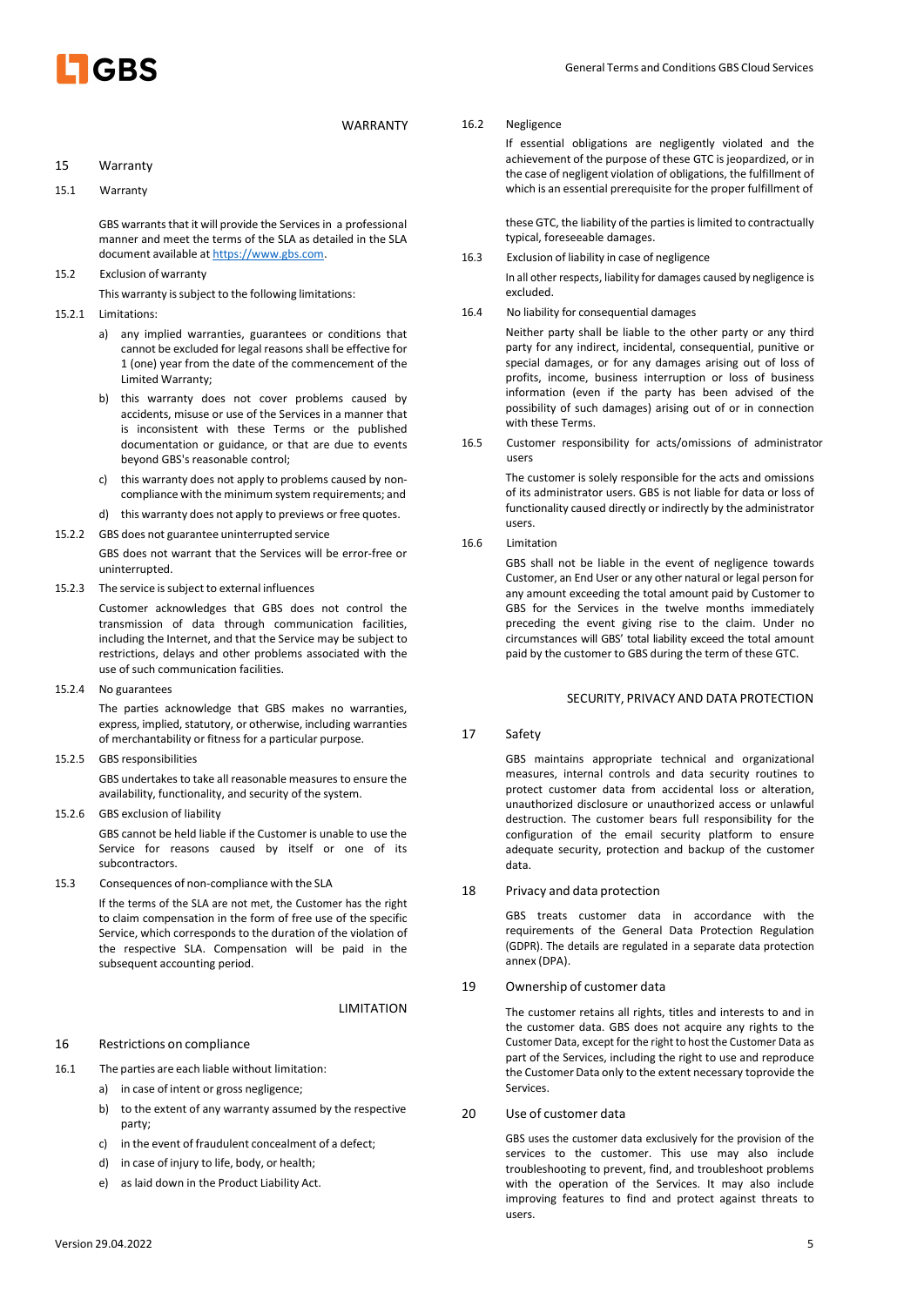## WARRANTY

### 15 Warranty

#### 15.1 Warranty

GBS warrants that it will provide the Services in a professional manner and meet the terms of the SLA as detailed in the SLA document available at [https://www.gbs.com](https://www.gbs.com).

#### 15.2 Exclusion of warranty

This warranty is subject to the following limitations:

**15.2.1 Limitations:**

a) any implied warranties, guarantees or conditions that cannot be excluded for legal reasons shall be effective for 1 (one) year from the date of the commencement of the Limited Warranty;

b) this warranty does not cover problems caused by accidents, misuse or use of the Services in a manner that is inconsistent with these Terms or the published documentation or guidance, or that are due to events beyond GBS's reasonable control;

c) this warranty does not apply to problems caused by non-compliance with the minimum system requirements; and

d) this warranty does not apply to previews or free quotes.

**15.2.2 GBS does not guarantee uninterrupted service**

GBS does not warrant that the Services will be error-free or uninterrupted.

**15.2.3 The service is subject to external influences**

Customer acknowledges that GBS does not control the transmission of data through communication facilities, including the Internet, and that the Service may be subject to restrictions, delays and other problems associated with the use of such communication facilities.

**15.2.4 No guarantees**

The parties acknowledge that GBS makes no warranties, express, implied, statutory, or otherwise, including warranties of merchantability or fitness for a particular purpose.

**15.2.5 GBS responsibilities**

GBS undertakes to take all reasonable measures to ensure the availability, functionality, and security of the system.

**15.2.6 GBS exclusion of liability**

GBS cannot be held liable if the Customer is unable to use the Service for reasons caused by itself or one of its subcontractors.

#### 15.3 Consequences of non-compliance with the SLA

If the terms of the SLA are not met, the Customer has the right to claim compensation in the form of free use of the specific Service, which corresponds to the duration of the violation of the respective SLA. Compensation will be paid in the subsequent accounting period.

## LIMITATION

### 16 Restrictions on compliance

#### 16.1 The parties are each liable without limitation:

a) in case of intent or gross negligence;

b) to the extent of any warranty assumed by the respective party;

c) in the event of fraudulent concealment of a defect;

d) in case of injury to life, body, or health;

e) as laid down in the Product Liability Act.

#### 16.2 Negligence

If essential obligations are negligently violated and the achievement of the purpose of these GTC is jeopardized, or in the case of negligent violation of obligations, the fulfillment of which is an essential prerequisite for the proper fulfillment of these GTC, the liability of the parties is limited to contractually typical, foreseeable damages.

#### 16.3 Exclusion of liability in case of negligence

In all other respects, liability for damages caused by negligence is excluded.

#### 16.4 No liability for consequential damages

Neither party shall be liable to the other party or any third party for any indirect, incidental, consequential, punitive or special damages, or for any damages arising out of loss of profits, income, business interruption or loss of business information (even if the party has been advised of the possibility of such damages) arising out of or in connection with these Terms.

#### 16.5 Customer responsibility for acts/omissions of administrator users

The customer is solely responsible for the acts and omissions of its administrator users. GBS is not liable for data or loss of functionality caused directly or indirectly by the administrator users.

#### 16.6 Limitation

GBS shall not be liable in the event of negligence towards Customer, an End User or any other natural or legal person for any amount exceeding the total amount paid by Customer to GBS for the Services in the twelve months immediately preceding the event giving rise to the claim. Under no circumstances will GBS' total liability exceed the total amount paid by the customer to GBS during the term of these GTC.

## SECURITY, PRIVACY AND DATA PROTECTION

### 17 Safety

GBS maintains appropriate technical and organizational measures, internal controls and data security routines to protect customer data from accidental loss or alteration, unauthorized disclosure or unauthorized access or unlawful destruction. The customer bears full responsibility for the configuration of the email security platform to ensure adequate security, protection and backup of the customer data.

### 18 Privacy and data protection

GBS treats customer data in accordance with the requirements of the General Data Protection Regulation (GDPR). The details are regulated in a separate data protection annex (DPA).

### 19 Ownership of customer data

The customer retains all rights, titles and interests to and in the customer data. GBS does not acquire any rights to the Customer Data, except for the right to host the Customer Data as part of the Services, including the right to use and reproduce the Customer Data only to the extent necessary toprovide the Services.

### 20 Use of customer data

GBS uses the customer data exclusively for the provision of the services to the customer. This use may also include troubleshooting to prevent, find, and troubleshoot problems with the operation of the Services. It may also include improving features to find and protect against threats to users.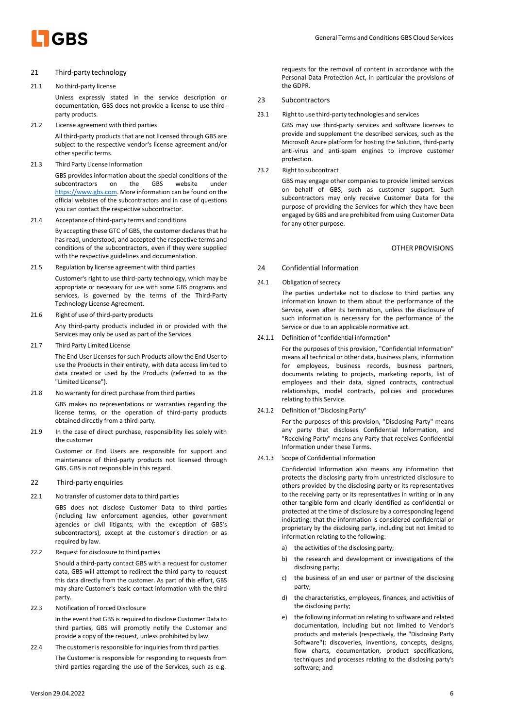## 21 Third-party technology

### 21.1 No third-party license

Unless expressly stated in the service description or documentation, GBS does not provide a license to use third-party products.

### 21.2 License agreement with third parties

All third-party products that are not licensed through GBS are subject to the respective vendor's license agreement and/or other specific terms.

### 21.3 Third Party License Information

GBS provides information about the special conditions of the subcontractors on the GBS website under https://www.gbs.com. More information can be found on the official websites of the subcontractors and in case of questions you can contact the respective subcontractor.

### 21.4 Acceptance of third-party terms and conditions

By accepting these GTC of GBS, the customer declares that he has read, understood, and accepted the respective terms and conditions of the subcontractors, even if they were supplied with the respective guidelines and documentation.

### 21.5 Regulation by license agreement with third parties

Customer's right to use third-party technology, which may be appropriate or necessary for use with some GBS programs and services, is governed by the terms of the Third-Party Technology License Agreement.

### 21.6 Right of use of third-party products

Any third-party products included in or provided with the Services may only be used as part of the Services.

### 21.7 Third Party Limited License

The End User Licenses for such Products allow the End User to use the Products in their entirety, with data access limited to data created or used by the Products (referred to as the "Limited License").

### 21.8 No warranty for direct purchase from third parties

GBS makes no representations or warranties regarding the license terms, or the operation of third-party products obtained directly from a third party.

### 21.9 In the case of direct purchase, responsibility lies solely with the customer

Customer or End Users are responsible for support and maintenance of third-party products not licensed through GBS. GBS is not responsible in this regard.

## 22 Third-party enquiries

### 22.1 No transfer of customer data to third parties

GBS does not disclose Customer Data to third parties (including law enforcement agencies, other government agencies or civil litigants; with the exception of GBS's subcontractors), except at the customer's direction or as required by law.

### 22.2 Request for disclosure to third parties

Should a third-party contact GBS with a request for customer data, GBS will attempt to redirect the third party to request this data directly from the customer. As part of this effort, GBS may share Customer's basic contact information with the third party.

### 22.3 Notification of Forced Disclosure

In the event that GBS is required to disclose Customer Data to third parties, GBS will promptly notify the Customer and provide a copy of the request, unless prohibited by law.

### 22.4 The customer is responsible for inquiries from third parties

The Customer is responsible for responding to requests from third parties regarding the use of the Services, such as e.g. requests for the removal of content in accordance with the Personal Data Protection Act, in particular the provisions of the GDPR.

## 23 Subcontractors

### 23.1 Right to use third-party technologies and services

GBS may use third-party services and software licenses to provide and supplement the described services, such as the Microsoft Azure platform for hosting the Solution, third-party anti-virus and anti-spam engines to improve customer protection.

### 23.2 Right to subcontract

GBS may engage other companies to provide limited services on behalf of GBS, such as customer support. Such subcontractors may only receive Customer Data for the purpose of providing the Services for which they have been engaged by GBS and are prohibited from using Customer Data for any other purpose.

# OTHER PROVISIONS

## 24 Confidential Information

### 24.1 Obligation of secrecy

The parties undertake not to disclose to third parties any information known to them about the performance of the Service, even after its termination, unless the disclosure of such information is necessary for the performance of the Service or due to an applicable normative act.

#### 24.1.1 Definition of "confidential information"

For the purposes of this provision, "Confidential Information" means all technical or other data, business plans, information for employees, business records, business partners, documents relating to projects, marketing reports, list of employees and their data, signed contracts, contractual relationships, model contracts, policies and procedures relating to this Service.

#### 24.1.2 Definition of "Disclosing Party"

For the purposes of this provision, "Disclosing Party" means any party that discloses Confidential Information, and "Receiving Party" means any Party that receives Confidential Information under these Terms.

#### 24.1.3 Scope of Confidential information

Confidential Information also means any information that protects the disclosing party from unrestricted disclosure to others provided by the disclosing party or its representatives to the receiving party or its representatives in writing or in any other tangible form and clearly identified as confidential or protected at the time of disclosure by a corresponding legend indicating: that the information is considered confidential or proprietary by the disclosing party, including but not limited to information relating to the following:

a) the activities of the disclosing party;

b) the research and development or investigations of the disclosing party;

c) the business of an end user or partner of the disclosing party;

d) the characteristics, employees, finances, and activities of the disclosing party;

e) the following information relating to software and related documentation, including but not limited to Vendor's products and materials (respectively, the "Disclosing Party Software"): discoveries, inventions, concepts, designs, flow charts, documentation, product specifications, techniques and processes relating to the disclosing party's software; and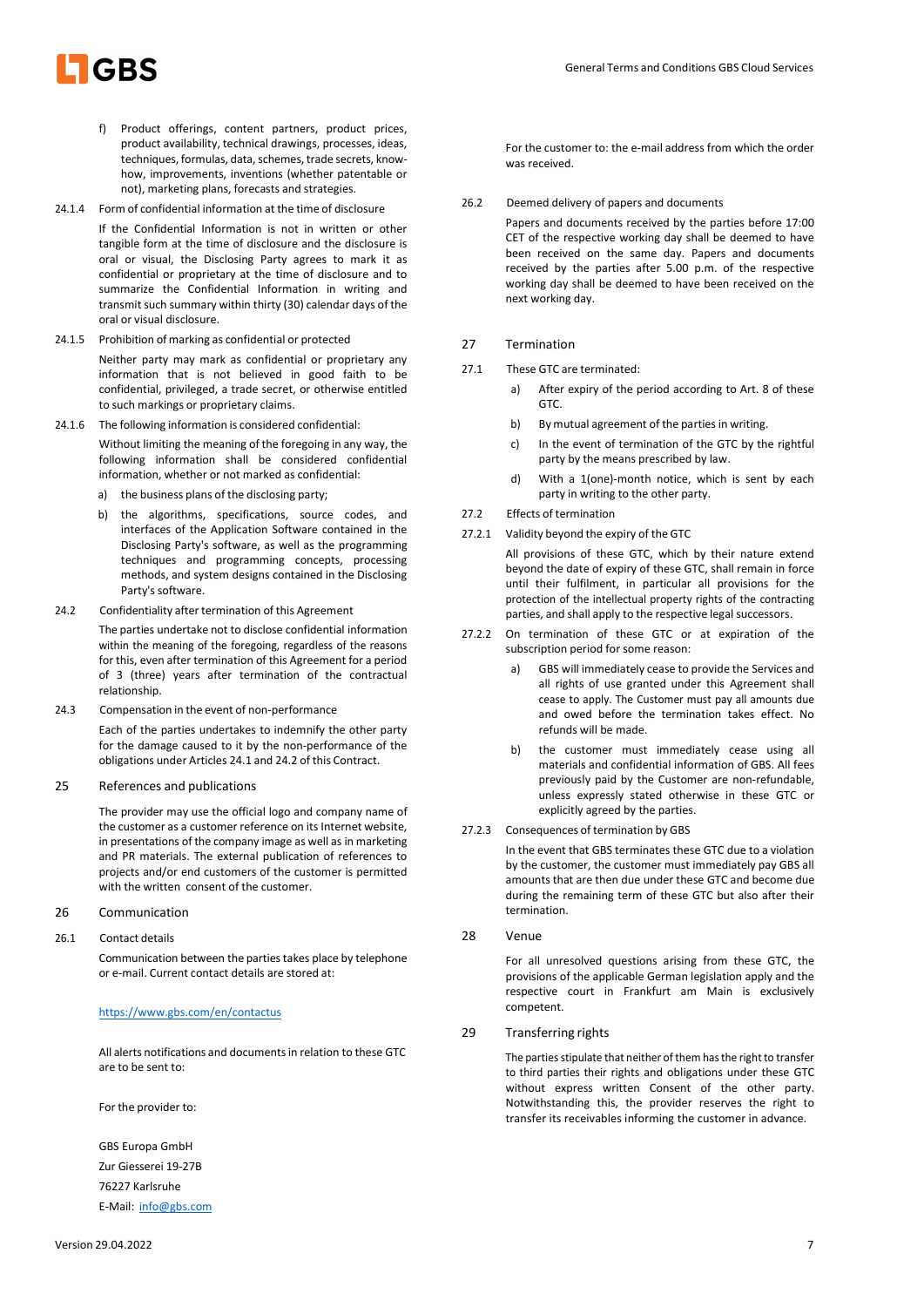f) Product offerings, content partners, product prices, product availability, technical drawings, processes, ideas, techniques, formulas, data, schemes, trade secrets, know-how, improvements, inventions (whether patentable or not), marketing plans, forecasts and strategies.

24.1.4 Form of confidential information at the time of disclosure

If the Confidential Information is not in written or other tangible form at the time of disclosure and the disclosure is oral or visual, the Disclosing Party agrees to mark it as confidential or proprietary at the time of disclosure and to summarize the Confidential Information in writing and transmit such summary within thirty (30) calendar days of the oral or visual disclosure.

24.1.5 Prohibition of marking as confidential or protected

Neither party may mark as confidential or proprietary any information that is not believed in good faith to be confidential, privileged, a trade secret, or otherwise entitled to such markings or proprietary claims.

24.1.6 The following information is considered confidential:

Without limiting the meaning of the foregoing in any way, the following information shall be considered confidential information, whether or not marked as confidential:

a) the business plans of the disclosing party;

b) the algorithms, specifications, source codes, and interfaces of the Application Software contained in the Disclosing Party's software, as well as the programming techniques and programming concepts, processing methods, and system designs contained in the Disclosing Party's software.

24.2 Confidentiality after termination of this Agreement

The parties undertake not to disclose confidential information within the meaning of the foregoing, regardless of the reasons for this, even after termination of this Agreement for a period of 3 (three) years after termination of the contractual relationship.

24.3 Compensation in the event of non-performance

Each of the parties undertakes to indemnify the other party for the damage caused to it by the non-performance of the obligations under Articles 24.1 and 24.2 of this Contract.

## 25 References and publications

The provider may use the official logo and company name of the customer as a customer reference on its Internet website, in presentations of the company image as well as in marketing and PR materials. The external publication of references to projects and/or end customers of the customer is permitted with the written consent of the customer.

## 26 Communication

26.1 Contact details

Communication between the parties takes place by telephone or e-mail. Current contact details are stored at:

https://www.gbs.com/en/contactus

All alerts notifications and documents in relation to these GTC are to be sent to:

For the provider to:

GBS Europa GmbH
Zur Giesserei 19-27B
76227 Karlsruhe
E-Mail: info@gbs.com

For the customer to: the e-mail address from which the order was received.

26.2 Deemed delivery of papers and documents

Papers and documents received by the parties before 17:00 CET of the respective working day shall be deemed to have been received on the same day. Papers and documents received by the parties after 5.00 p.m. of the respective working day shall be deemed to have been received on the next working day.

## 27 Termination

27.1 These GTC are terminated:

a) After expiry of the period according to Art. 8 of these GTC.

b) By mutual agreement of the parties in writing.

c) In the event of termination of the GTC by the rightful party by the means prescribed by law.

d) With a 1(one)-month notice, which is sent by each party in writing to the other party.

27.2 Effects of termination

27.2.1 Validity beyond the expiry of the GTC

All provisions of these GTC, which by their nature extend beyond the date of expiry of these GTC, shall remain in force until their fulfilment, in particular all provisions for the protection of the intellectual property rights of the contracting parties, and shall apply to the respective legal successors.

27.2.2 On termination of these GTC or at expiration of the subscription period for some reason:

a) GBS will immediately cease to provide the Services and all rights of use granted under this Agreement shall cease to apply. The Customer must pay all amounts due and owed before the termination takes effect. No refunds will be made.

b) the customer must immediately cease using all materials and confidential information of GBS. All fees previously paid by the Customer are non-refundable, unless expressly stated otherwise in these GTC or explicitly agreed by the parties.

27.2.3 Consequences of termination by GBS

In the event that GBS terminates these GTC due to a violation by the customer, the customer must immediately pay GBS all amounts that are then due under these GTC and become due during the remaining term of these GTC but also after their termination.

## 28 Venue

For all unresolved questions arising from these GTC, the provisions of the applicable German legislation apply and the respective court in Frankfurt am Main is exclusively competent.

## 29 Transferring rights

The parties stipulate that neither of them has the right to transfer to third parties their rights and obligations under these GTC without express written Consent of the other party. Notwithstanding this, the provider reserves the right to transfer its receivables informing the customer in advance.

Version 29.04.2022